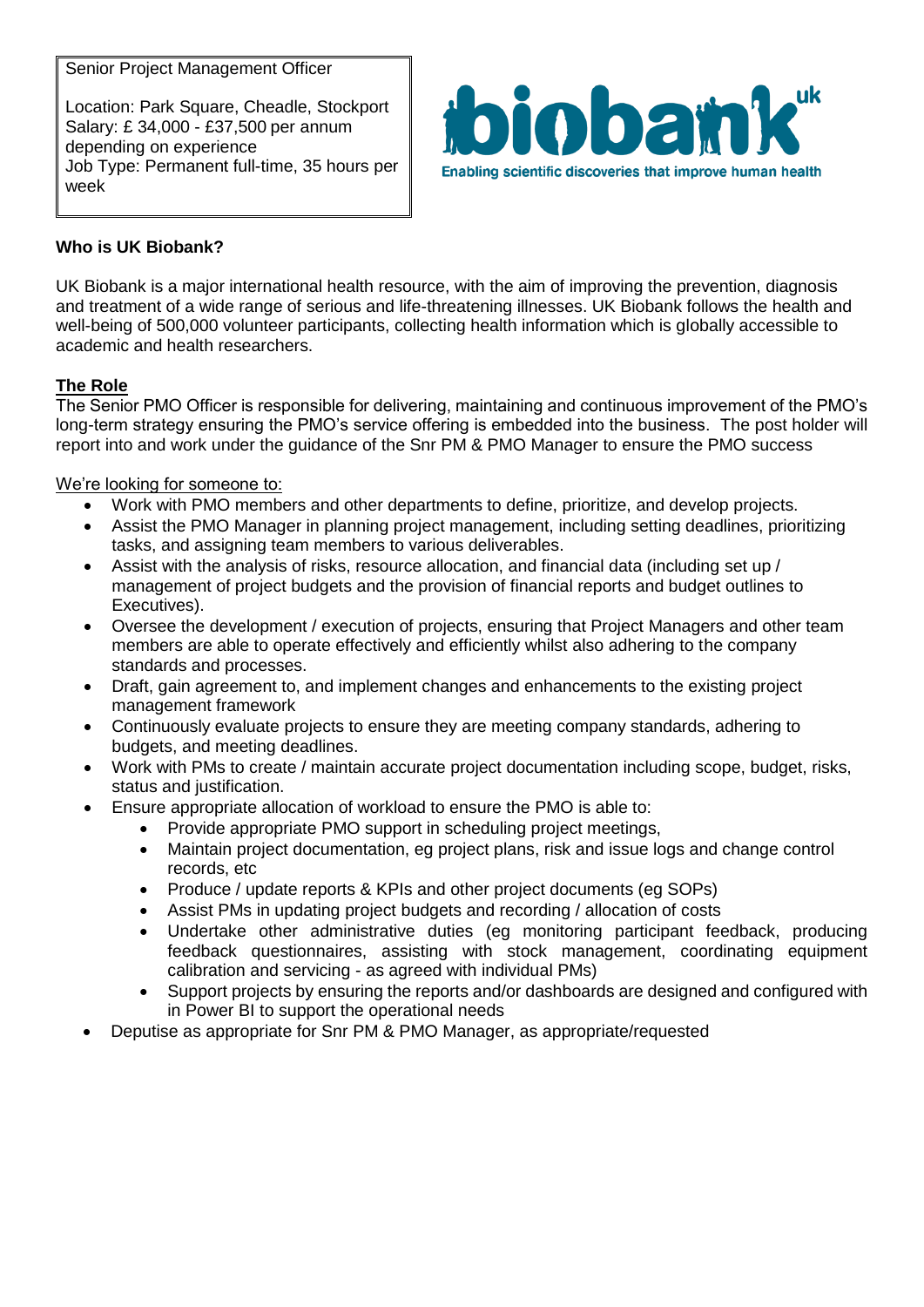Senior Project Management Officer

Location: Park Square, Cheadle, Stockport
Salary: £ 34,000 - £37,500 per annum depending on experience
Job Type: Permanent full-time, 35 hours per week

biobank uk
Enabling scientific discoveries that improve human health

**Who is UK Biobank?**

UK Biobank is a major international health resource, with the aim of improving the prevention, diagnosis and treatment of a wide range of serious and life-threatening illnesses. UK Biobank follows the health and well-being of 500,000 volunteer participants, collecting health information which is globally accessible to academic and health researchers.

**The Role**

The Senior PMO Officer is responsible for delivering, maintaining and continuous improvement of the PMO's long-term strategy ensuring the PMO's service offering is embedded into the business. The post holder will report into and work under the guidance of the Snr PM & PMO Manager to ensure the PMO success

We're looking for someone to:

- Work with PMO members and other departments to define, prioritize, and develop projects.
- Assist the PMO Manager in planning project management, including setting deadlines, prioritizing tasks, and assigning team members to various deliverables.
- Assist with the analysis of risks, resource allocation, and financial data (including set up / management of project budgets and the provision of financial reports and budget outlines to Executives).
- Oversee the development / execution of projects, ensuring that Project Managers and other team members are able to operate effectively and efficiently whilst also adhering to the company standards and processes.
- Draft, gain agreement to, and implement changes and enhancements to the existing project management framework
- Continuously evaluate projects to ensure they are meeting company standards, adhering to budgets, and meeting deadlines.
- Work with PMs to create / maintain accurate project documentation including scope, budget, risks, status and justification.
- Ensure appropriate allocation of workload to ensure the PMO is able to:
    - Provide appropriate PMO support in scheduling project meetings,
    - Maintain project documentation, eg project plans, risk and issue logs and change control records, etc
    - Produce / update reports & KPIs and other project documents (eg SOPs)
    - Assist PMs in updating project budgets and recording / allocation of costs
    - Undertake other administrative duties (eg monitoring participant feedback, producing feedback questionnaires, assisting with stock management, coordinating equipment calibration and servicing - as agreed with individual PMs)
    - Support projects by ensuring the reports and/or dashboards are designed and configured with in Power BI to support the operational needs
- Deputise as appropriate for Snr PM & PMO Manager, as appropriate/requested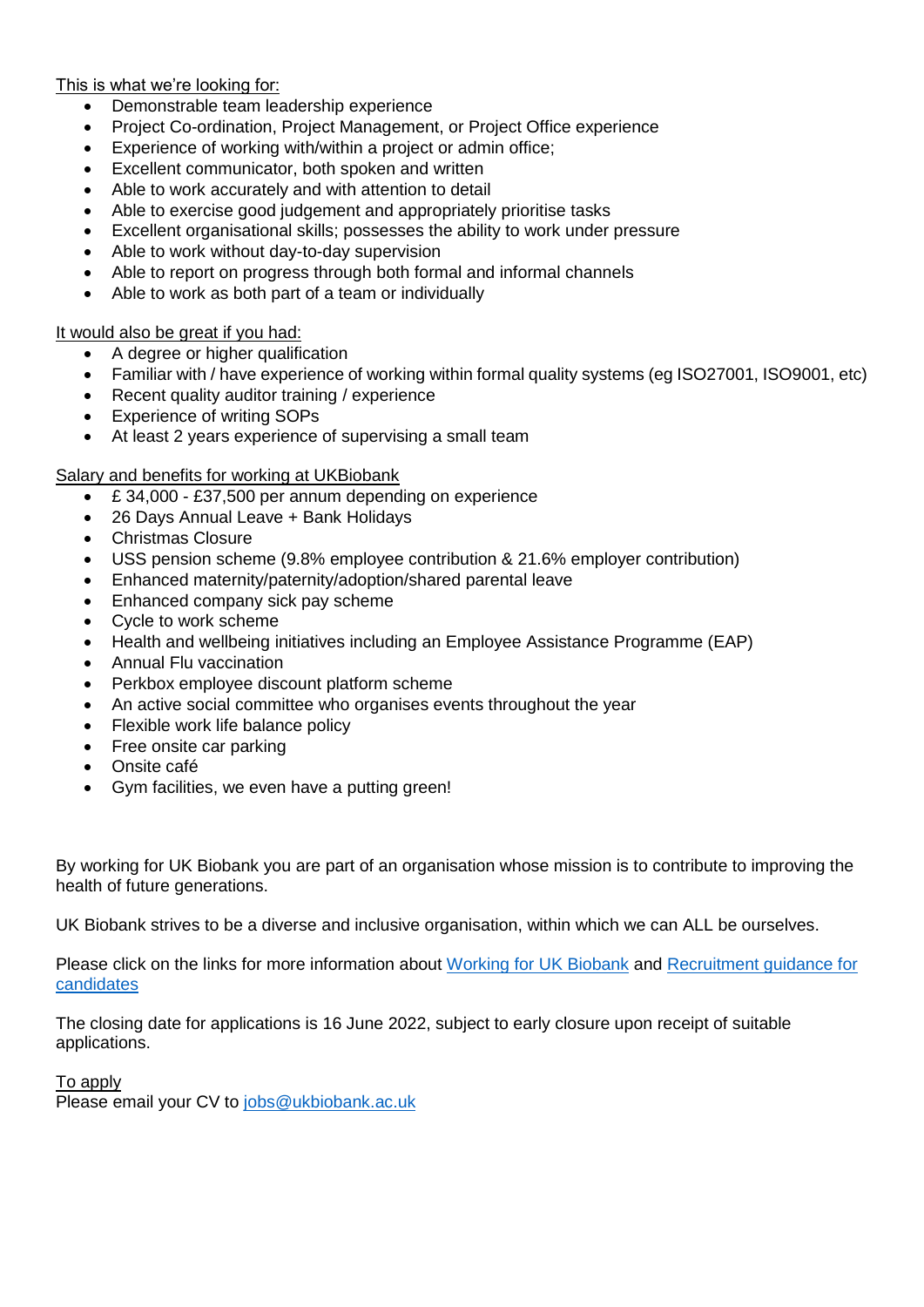This is what we're looking for:

- Demonstrable team leadership experience
- Project Co-ordination, Project Management, or Project Office experience
- Experience of working with/within a project or admin office;
- Excellent communicator, both spoken and written
- Able to work accurately and with attention to detail
- Able to exercise good judgement and appropriately prioritise tasks
- Excellent organisational skills; possesses the ability to work under pressure
- Able to work without day-to-day supervision
- Able to report on progress through both formal and informal channels
- Able to work as both part of a team or individually

It would also be great if you had:

- A degree or higher qualification
- Familiar with / have experience of working within formal quality systems (eg ISO27001, ISO9001, etc)
- Recent quality auditor training / experience
- Experience of writing SOPs
- At least 2 years experience of supervising a small team

Salary and benefits for working at UKBiobank

- £ 34,000 - £37,500 per annum depending on experience
- 26 Days Annual Leave + Bank Holidays
- Christmas Closure
- USS pension scheme (9.8% employee contribution & 21.6% employer contribution)
- Enhanced maternity/paternity/adoption/shared parental leave
- Enhanced company sick pay scheme
- Cycle to work scheme
- Health and wellbeing initiatives including an Employee Assistance Programme (EAP)
- Annual Flu vaccination
- Perkbox employee discount platform scheme
- An active social committee who organises events throughout the year
- Flexible work life balance policy
- Free onsite car parking
- Onsite café
- Gym facilities, we even have a putting green!

By working for UK Biobank you are part of an organisation whose mission is to contribute to improving the health of future generations.

UK Biobank strives to be a diverse and inclusive organisation, within which we can ALL be ourselves.

Please click on the links for more information about Working for UK Biobank and Recruitment guidance for candidates

The closing date for applications is 16 June 2022, subject to early closure upon receipt of suitable applications.

To apply

Please email your CV to jobs@ukbiobank.ac.uk